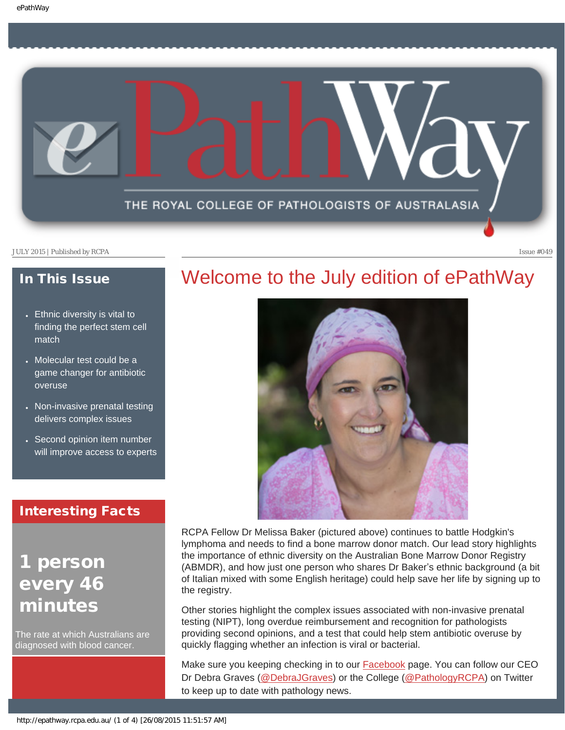# ePathWay

THE ROYAL COLLEGE OF PATHOLOGISTS OF AUSTRALASIA

JULY 2015 | Published by RCPA

Issue #049

## In This Issue

- Ethnic diversity is vital to finding the perfect stem cell match
- Molecular test could be a game changer for antibiotic overuse
- Non-invasive prenatal testing delivers complex issues
- Second opinion item number will improve access to experts

## Interesting Facts

**1 person every 46 minutes**

The rate at which Australians are diagnosed with blood cancer.

# Welcome to the July edition of ePathWay

RCPA Fellow Dr Melissa Baker (pictured above) continues to battle Hodgkin's lymphoma and needs to find a bone marrow donor match. Our lead story highlights the importance of ethnic diversity on the Australian Bone Marrow Donor Registry (ABMDR), and how just one person who shares Dr Baker's ethnic background (a bit of Italian mixed with some English heritage) could help save her life by signing up to the registry.

Other stories highlight the complex issues associated with non-invasive prenatal testing (NIPT), long overdue reimbursement and recognition for pathologists providing second opinions, and a test that could help stem antibiotic overuse by quickly flagging whether an infection is viral or bacterial.

Make sure you keeping checking in to our Facebook page. You can follow our CEO Dr Debra Graves (@DebraJGraves) or the College (@PathologyRCPA) on Twitter to keep up to date with pathology news.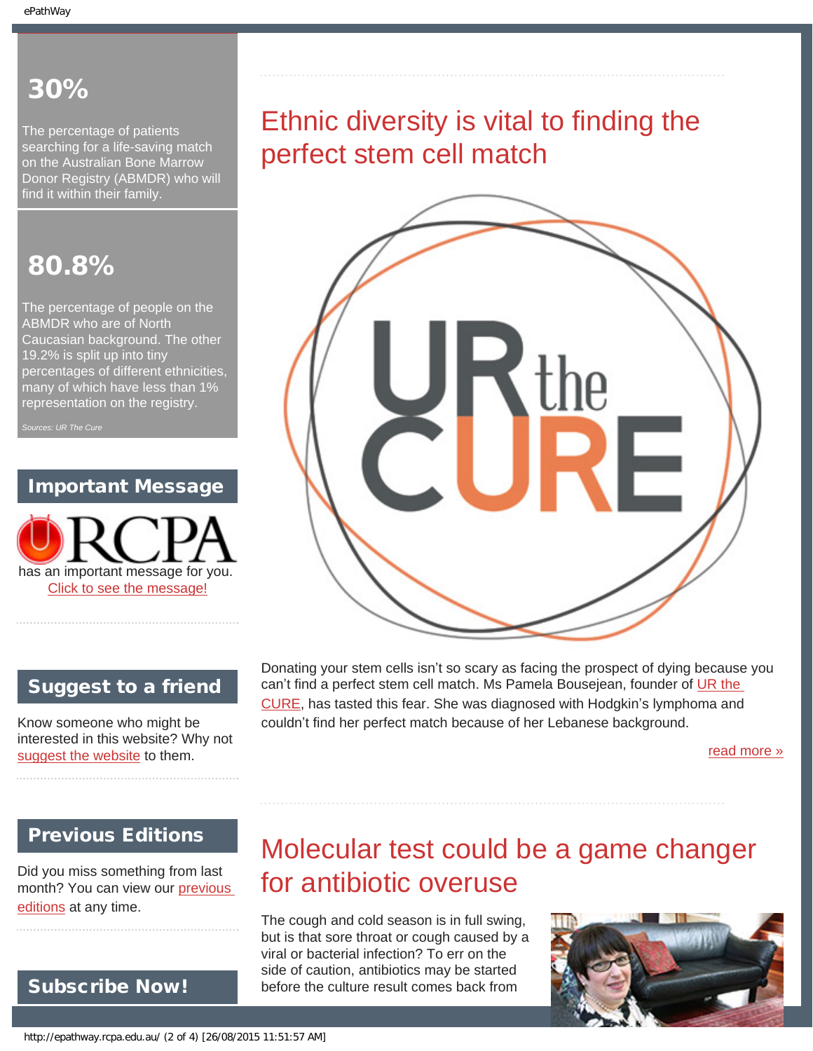**30%**

The percentage of patients searching for a life-saving match on the Australian Bone Marrow Donor Registry (ABMDR) who will find it within their family.

**80.8%**

The percentage of people on the ABMDR who are of North Caucasian background. The other 19.2% is split up into tiny percentages of different ethnicities, many of which have less than 1% representation on the registry.

*Sources: UR The Cure*

## Important Message

RCPA has an important message for you.
Click to see the message!

## Suggest to a friend

Know someone who might be interested in this website? Why not suggest the website to them.

## Previous Editions

Did you miss something from last month? You can view our previous editions at any time.

## Subscribe Now!

# Ethnic diversity is vital to finding the perfect stem cell match

Donating your stem cells isn't so scary as facing the prospect of dying because you can't find a perfect stem cell match. Ms Pamela Bousejean, founder of UR the CURE, has tasted this fear. She was diagnosed with Hodgkin's lymphoma and couldn't find her perfect match because of her Lebanese background.

read more »

# Molecular test could be a game changer for antibiotic overuse

The cough and cold season is in full swing, but is that sore throat or cough caused by a viral or bacterial infection? To err on the side of caution, antibiotics may be started before the culture result comes back from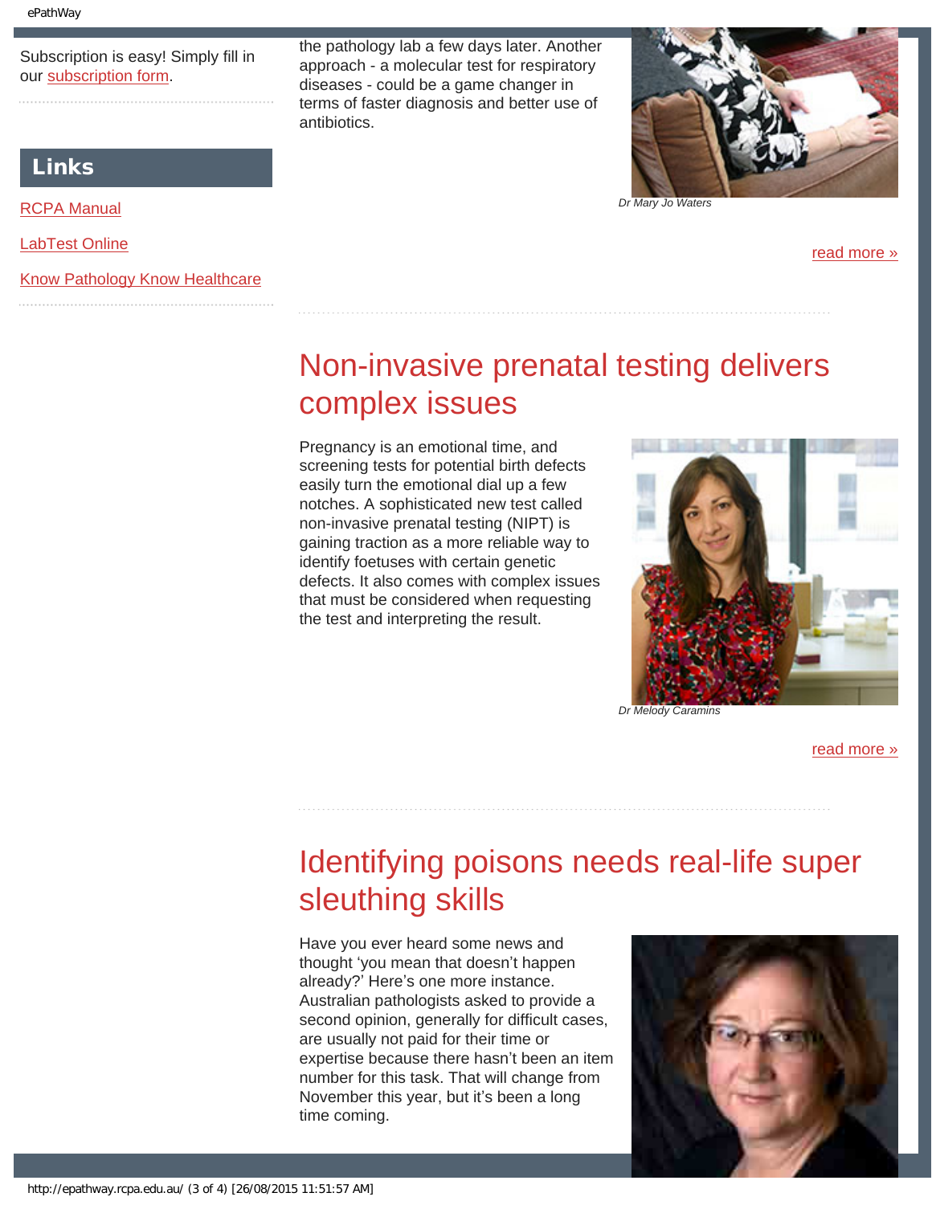Subscription is easy! Simply fill in our subscription form.

## Links

RCPA Manual

LabTest Online

Know Pathology Know Healthcare

the pathology lab a few days later. Another approach - a molecular test for respiratory diseases - could be a game changer in terms of faster diagnosis and better use of antibiotics.

*Dr Mary Jo Waters*

read more »

## Non-invasive prenatal testing delivers complex issues

Pregnancy is an emotional time, and screening tests for potential birth defects easily turn the emotional dial up a few notches. A sophisticated new test called non-invasive prenatal testing (NIPT) is gaining traction as a more reliable way to identify foetuses with certain genetic defects. It also comes with complex issues that must be considered when requesting the test and interpreting the result.

*Dr Melody Caramins*

read more »

## Identifying poisons needs real-life super sleuthing skills

Have you ever heard some news and thought 'you mean that doesn't happen already?' Here's one more instance. Australian pathologists asked to provide a second opinion, generally for difficult cases, are usually not paid for their time or expertise because there hasn't been an item number for this task. That will change from November this year, but it's been a long time coming.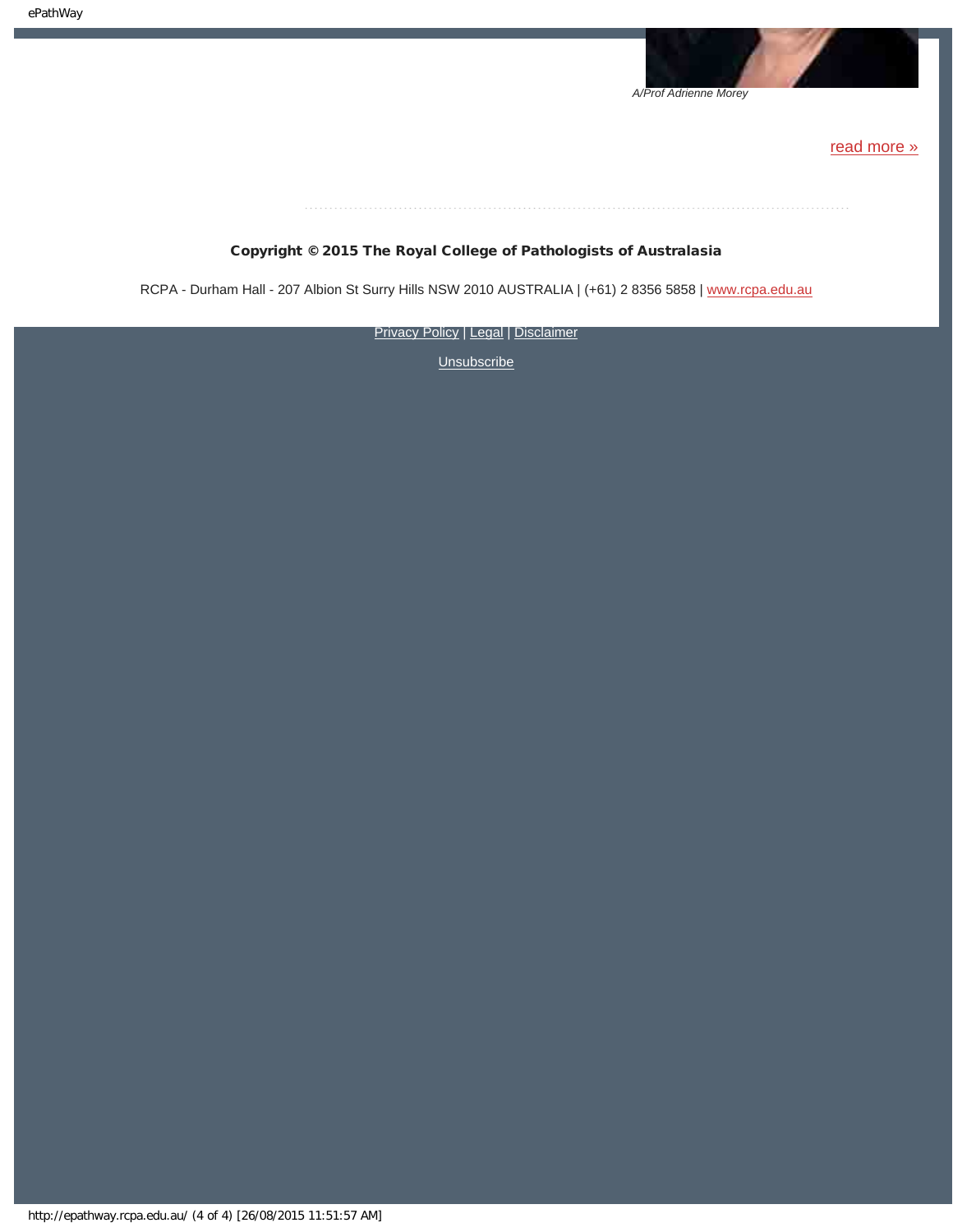*A/Prof Adrienne Morey*

read more »

**Copyright © 2015 The Royal College of Pathologists of Australasia**

RCPA - Durham Hall - 207 Albion St Surry Hills NSW 2010 AUSTRALIA | (+61) 2 8356 5858 | www.rcpa.edu.au

Privacy Policy | Legal | Disclaimer

Unsubscribe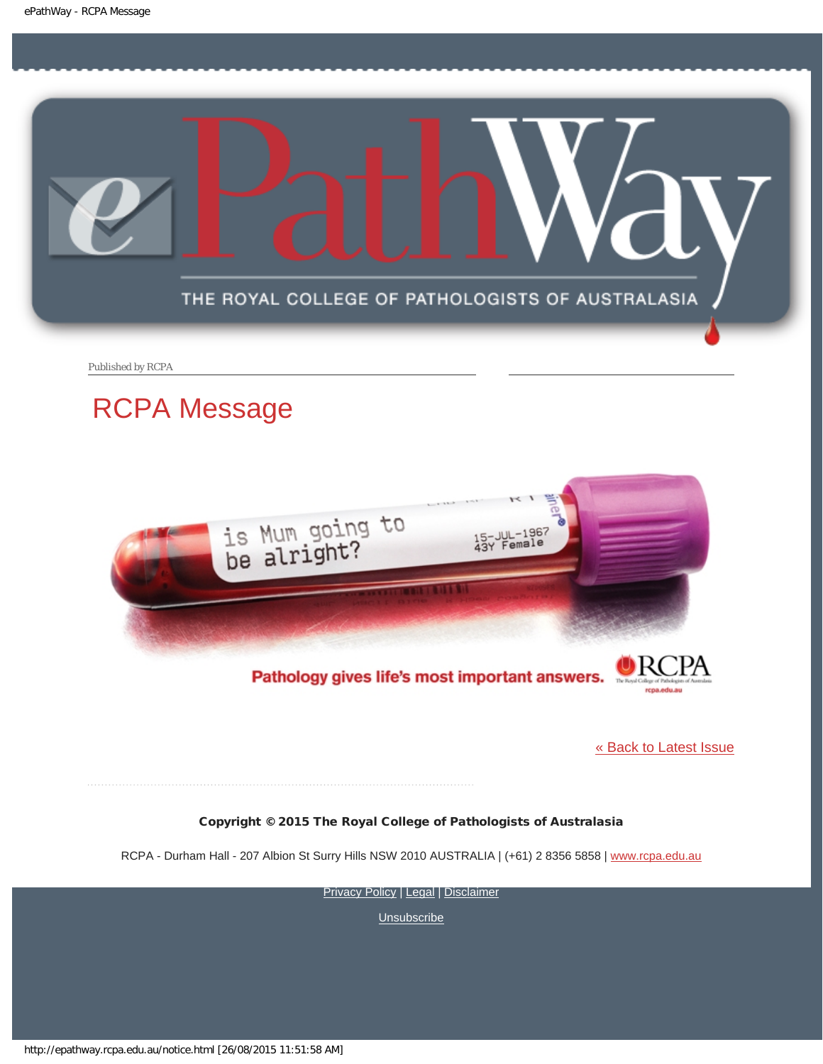Published by RCPA

# RCPA Message

is Mum going to be alright?

15-JUL-1967
43Y Female

Pathology gives life's most important answers.

RCPA

[« Back to Latest Issue](http://epathway.rcpa.edu.au/index.html)

**Copyright © 2015 The Royal College of Pathologists of Australasia**

RCPA - Durham Hall - 207 Albion St Surry Hills NSW 2010 AUSTRALIA | (+61) 2 8356 5858 | [www.rcpa.edu.au](http://www.rcpa.edu.au)

Privacy Policy | Legal | Disclaimer

Unsubscribe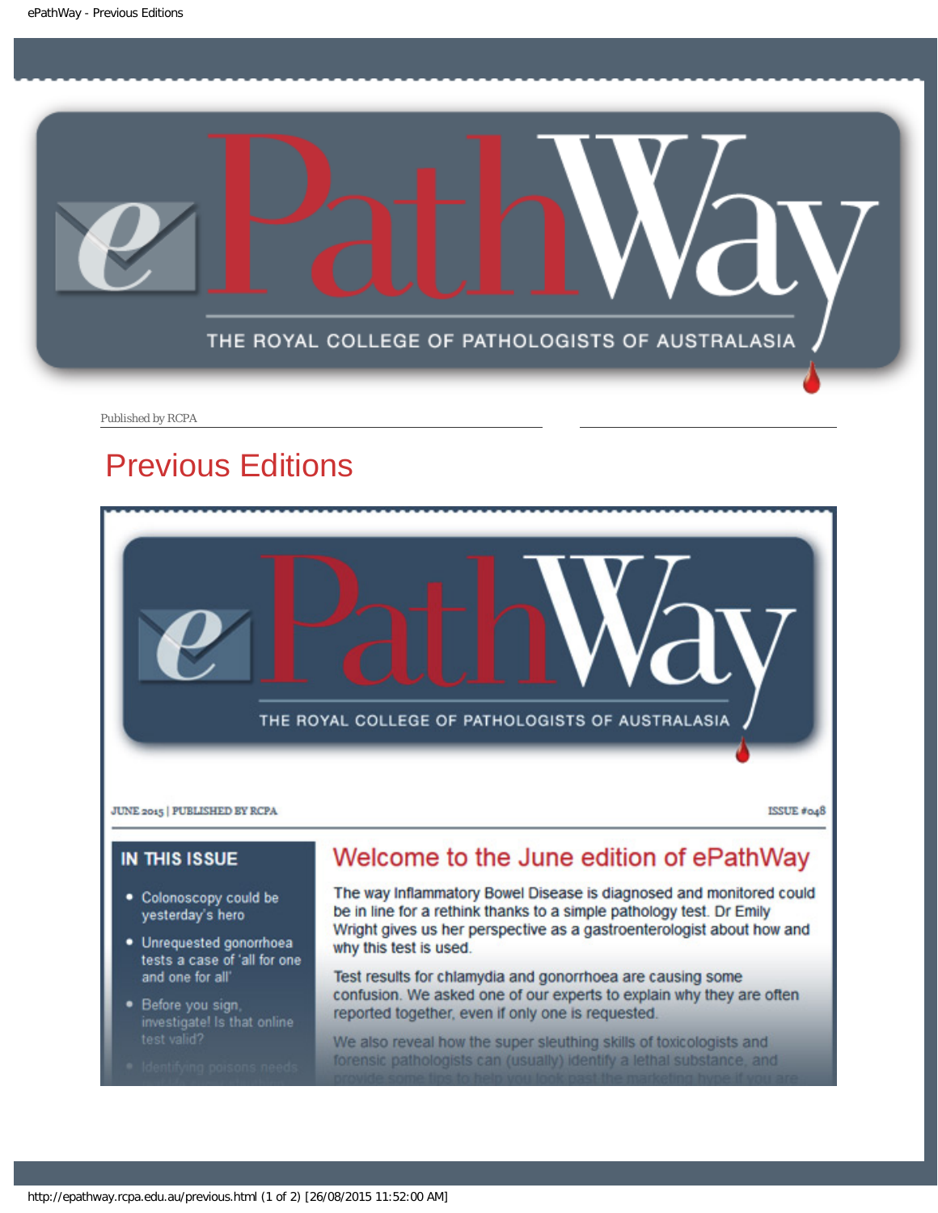# ePathWay

THE ROYAL COLLEGE OF PATHOLOGISTS OF AUSTRALASIA

Published by RCPA

## Previous Editions

# ePathWay

THE ROYAL COLLEGE OF PATHOLOGISTS OF AUSTRALASIA

JUNE 2015 | PUBLISHED BY RCPA

ISSUE #048

### IN THIS ISSUE

- Colonoscopy could be yesterday's hero
- Unrequested gonorrhoea tests a case of 'all for one and one for all'
- Before you sign, investigate! Is that online test valid?
- Identifying poisons needs

### Welcome to the June edition of ePathWay

The way Inflammatory Bowel Disease is diagnosed and monitored could be in line for a rethink thanks to a simple pathology test. Dr Emily Wright gives us her perspective as a gastroenterologist about how and why this test is used.

Test results for chlamydia and gonorrhoea are causing some confusion. We asked one of our experts to explain why they are often reported together, even if only one is requested.

We also reveal how the super sleuthing skills of toxicologists and forensic pathologists can (usually) identify a lethal substance, and provide some tips to help you look past the marketing hype if you are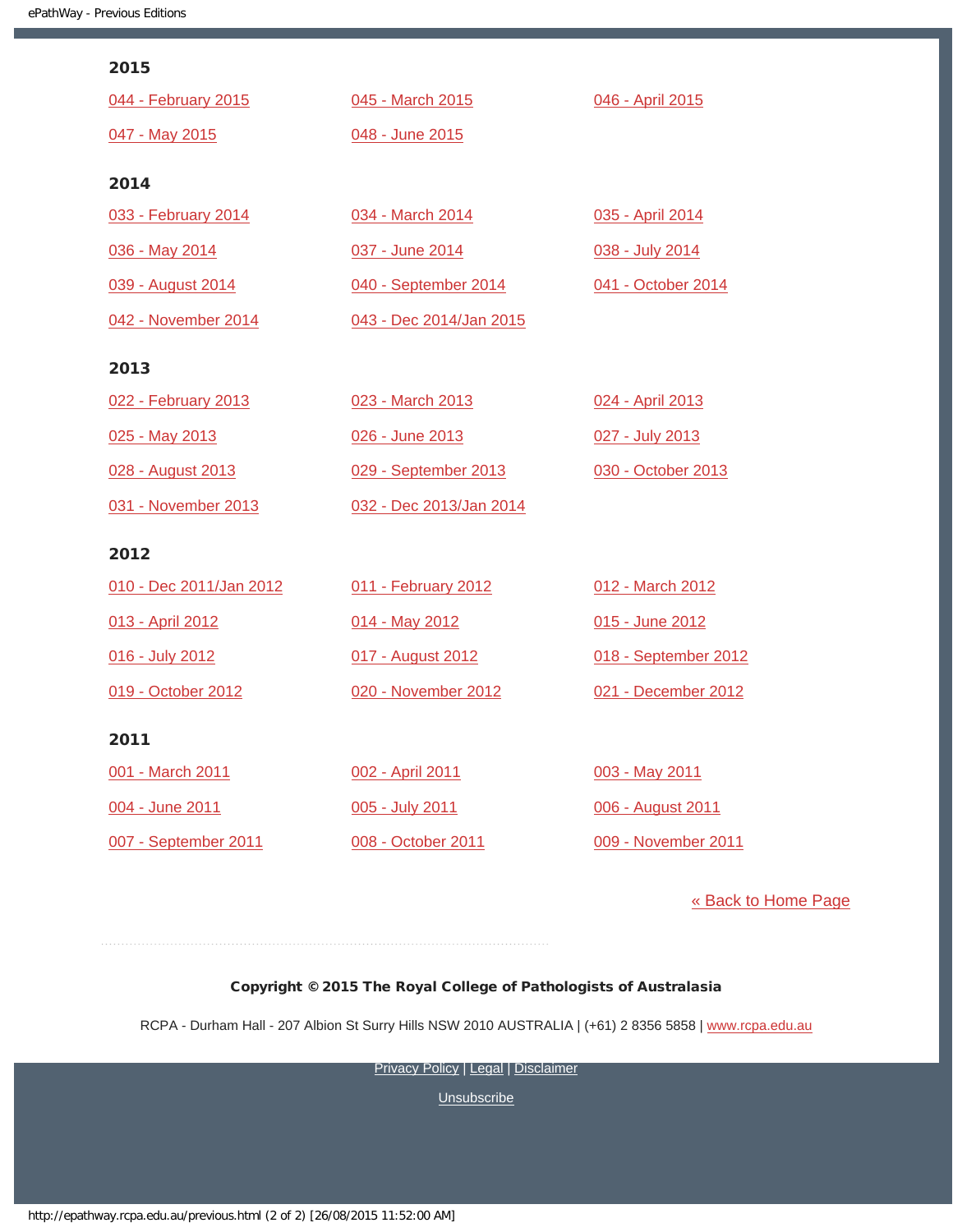## 2015

044 - February 2015

045 - March 2015

046 - April 2015

047 - May 2015

048 - June 2015

## 2014

033 - February 2014

034 - March 2014

035 - April 2014

036 - May 2014

037 - June 2014

038 - July 2014

039 - August 2014

040 - September 2014

041 - October 2014

042 - November 2014

043 - Dec 2014/Jan 2015

## 2013

022 - February 2013

023 - March 2013

024 - April 2013

025 - May 2013

026 - June 2013

027 - July 2013

028 - August 2013

029 - September 2013

030 - October 2013

031 - November 2013

032 - Dec 2013/Jan 2014

## 2012

010 - Dec 2011/Jan 2012

011 - February 2012

012 - March 2012

013 - April 2012

014 - May 2012

015 - June 2012

016 - July 2012

017 - August 2012

018 - September 2012

019 - October 2012

020 - November 2012

021 - December 2012

## 2011

001 - March 2011

002 - April 2011

003 - May 2011

004 - June 2011

005 - July 2011

006 - August 2011

007 - September 2011

008 - October 2011

009 - November 2011

« Back to Home Page

**Copyright © 2015 The Royal College of Pathologists of Australasia**

RCPA - Durham Hall - 207 Albion St Surry Hills NSW 2010 AUSTRALIA | (+61) 2 8356 5858 | www.rcpa.edu.au

Privacy Policy | Legal | Disclaimer

Unsubscribe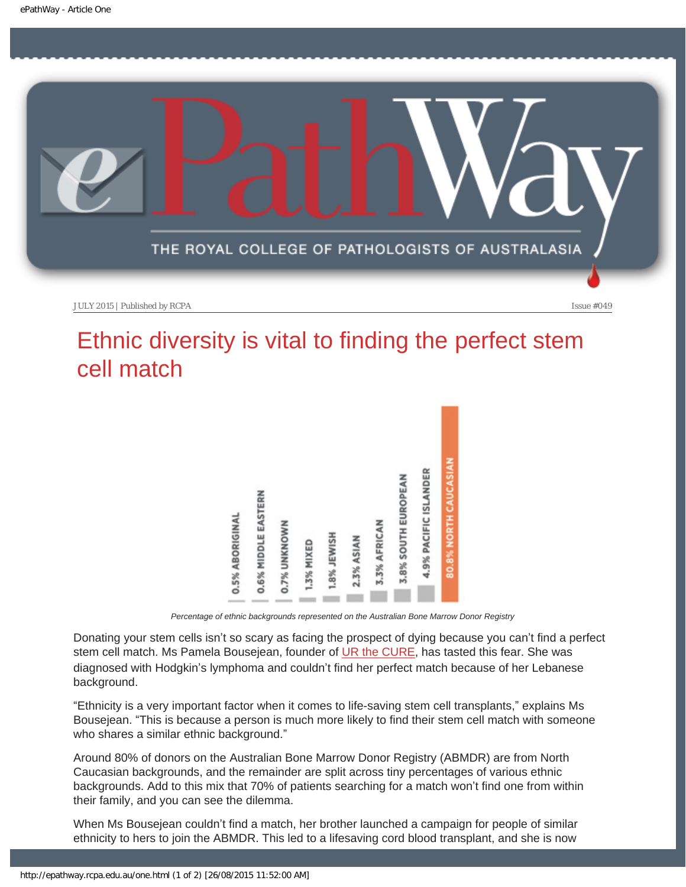JULY 2015 | Published by RCPA

Issue #049

# Ethnic diversity is vital to finding the perfect stem cell match

| Ethnic background | Percentage |
| --- | --- |
| Aboriginal | 0.5% |
| Middle Eastern | 0.6% |
| Unknown | 0.7% |
| Mixed | 1.3% |
| Jewish | 1.8% |
| Asian | 2.3% |
| African | 3.3% |
| South European | 3.8% |
| Pacific Islander | 4.9% |
| North Caucasian | 80.8% |

*Percentage of ethnic backgrounds represented on the Australian Bone Marrow Donor Registry*

Donating your stem cells isn't so scary as facing the prospect of dying because you can't find a perfect stem cell match. Ms Pamela Bousejean, founder of UR the CURE, has tasted this fear. She was diagnosed with Hodgkin's lymphoma and couldn't find her perfect match because of her Lebanese background.

"Ethnicity is a very important factor when it comes to life-saving stem cell transplants," explains Ms Bousejean. "This is because a person is much more likely to find their stem cell match with someone who shares a similar ethnic background."

Around 80% of donors on the Australian Bone Marrow Donor Registry (ABMDR) are from North Caucasian backgrounds, and the remainder are split across tiny percentages of various ethnic backgrounds. Add to this mix that 70% of patients searching for a match won't find one from within their family, and you can see the dilemma.

When Ms Bousejean couldn't find a match, her brother launched a campaign for people of similar ethnicity to hers to join the ABMDR. This led to a lifesaving cord blood transplant, and she is now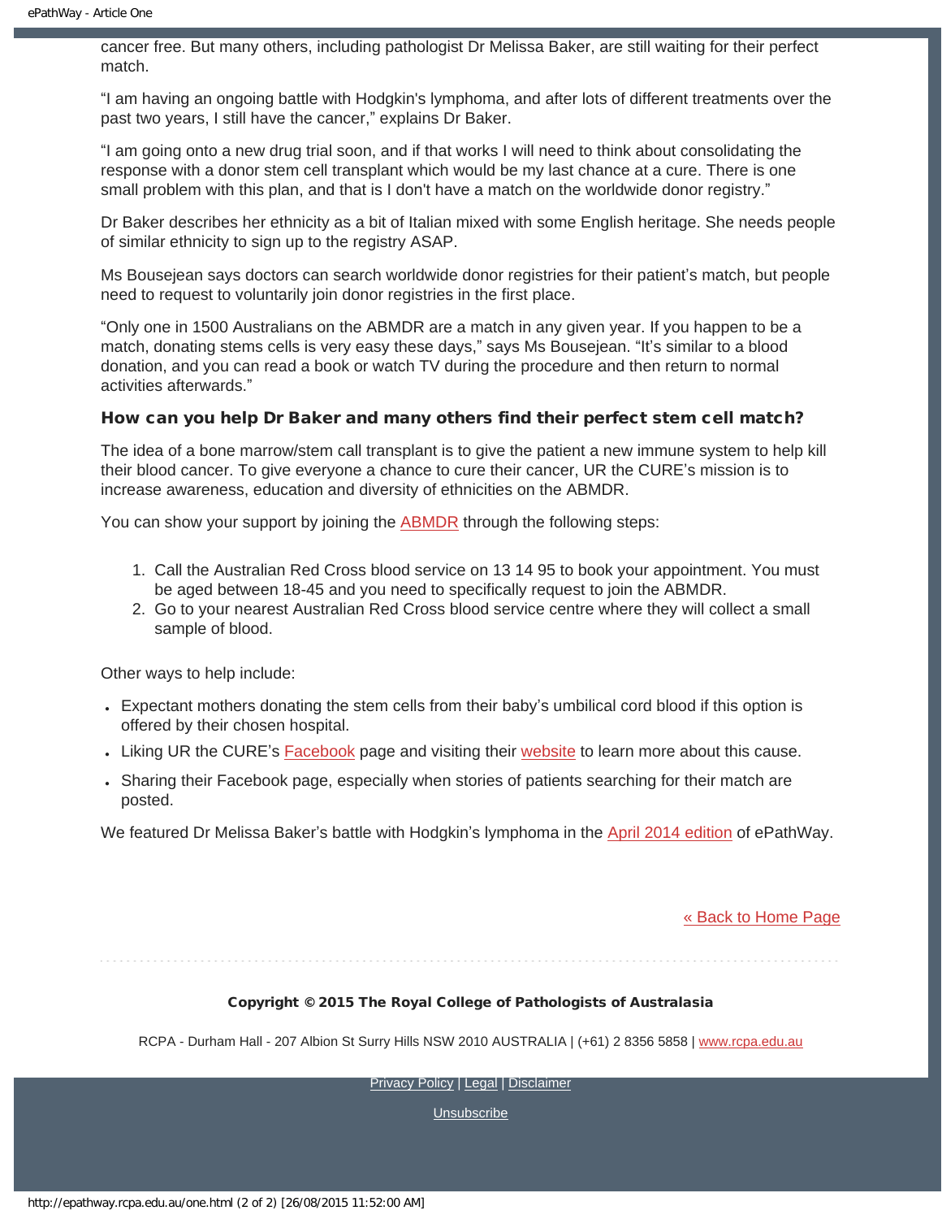cancer free. But many others, including pathologist Dr Melissa Baker, are still waiting for their perfect match.

“I am having an ongoing battle with Hodgkin's lymphoma, and after lots of different treatments over the past two years, I still have the cancer,” explains Dr Baker.

“I am going onto a new drug trial soon, and if that works I will need to think about consolidating the response with a donor stem cell transplant which would be my last chance at a cure. There is one small problem with this plan, and that is I don't have a match on the worldwide donor registry.”

Dr Baker describes her ethnicity as a bit of Italian mixed with some English heritage. She needs people of similar ethnicity to sign up to the registry ASAP.

Ms Bousejean says doctors can search worldwide donor registries for their patient’s match, but people need to request to voluntarily join donor registries in the first place.

“Only one in 1500 Australians on the ABMDR are a match in any given year. If you happen to be a match, donating stems cells is very easy these days,” says Ms Bousejean. “It’s similar to a blood donation, and you can read a book or watch TV during the procedure and then return to normal activities afterwards.”

### How can you help Dr Baker and many others find their perfect stem cell match?

The idea of a bone marrow/stem call transplant is to give the patient a new immune system to help kill their blood cancer. To give everyone a chance to cure their cancer, UR the CURE’s mission is to increase awareness, education and diversity of ethnicities on the ABMDR.

You can show your support by joining the ABMDR through the following steps:

1. Call the Australian Red Cross blood service on 13 14 95 to book your appointment. You must be aged between 18-45 and you need to specifically request to join the ABMDR.
2. Go to your nearest Australian Red Cross blood service centre where they will collect a small sample of blood.

Other ways to help include:

- Expectant mothers donating the stem cells from their baby’s umbilical cord blood if this option is offered by their chosen hospital.
- Liking UR the CURE’s Facebook page and visiting their website to learn more about this cause.
- Sharing their Facebook page, especially when stories of patients searching for their match are posted.

We featured Dr Melissa Baker’s battle with Hodgkin’s lymphoma in the April 2014 edition of ePathWay.

« Back to Home Page

**Copyright © 2015 The Royal College of Pathologists of Australasia**

RCPA - Durham Hall - 207 Albion St Surry Hills NSW 2010 AUSTRALIA | (+61) 2 8356 5858 | www.rcpa.edu.au

Privacy Policy | Legal | Disclaimer

Unsubscribe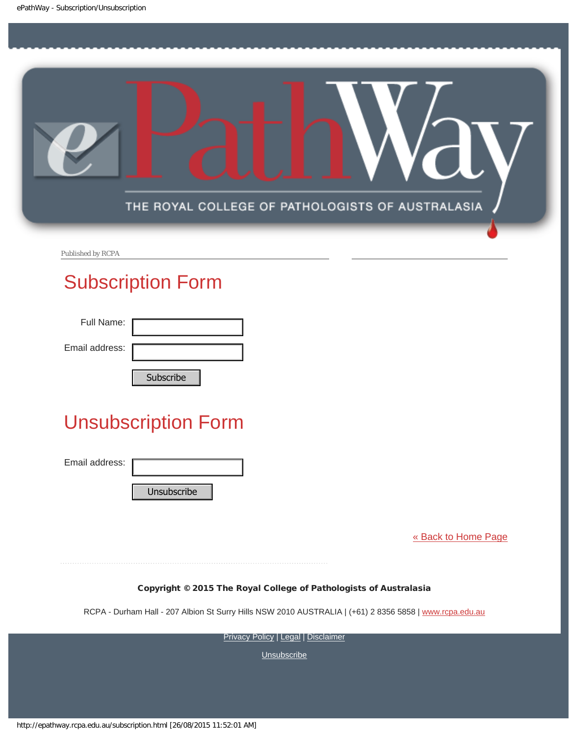Published by RCPA

## Subscription Form

Full Name:

Email address:

Subscribe

## Unsubscription Form

Email address:

Unsubscribe

« Back to Home Page

**Copyright © 2015 The Royal College of Pathologists of Australasia**

RCPA - Durham Hall - 207 Albion St Surry Hills NSW 2010 AUSTRALIA | (+61) 2 8356 5858 | www.rcpa.edu.au

Privacy Policy | Legal | Disclaimer

Unsubscribe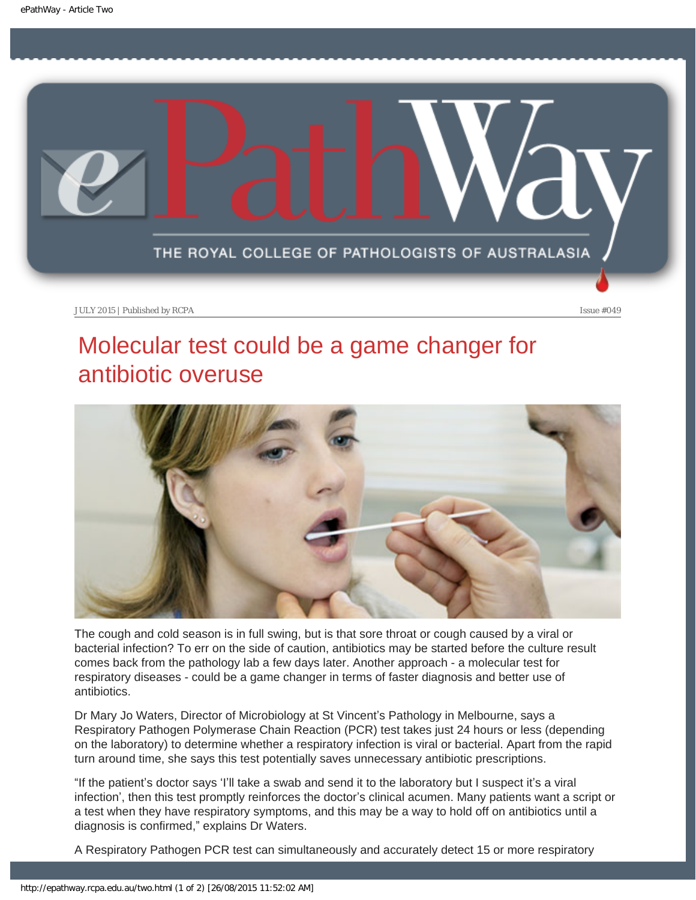# Molecular test could be a game changer for antibiotic overuse

The cough and cold season is in full swing, but is that sore throat or cough caused by a viral or bacterial infection? To err on the side of caution, antibiotics may be started before the culture result comes back from the pathology lab a few days later. Another approach - a molecular test for respiratory diseases - could be a game changer in terms of faster diagnosis and better use of antibiotics.

Dr Mary Jo Waters, Director of Microbiology at St Vincent's Pathology in Melbourne, says a Respiratory Pathogen Polymerase Chain Reaction (PCR) test takes just 24 hours or less (depending on the laboratory) to determine whether a respiratory infection is viral or bacterial. Apart from the rapid turn around time, she says this test potentially saves unnecessary antibiotic prescriptions.

"If the patient's doctor says 'I'll take a swab and send it to the laboratory but I suspect it's a viral infection', then this test promptly reinforces the doctor's clinical acumen. Many patients want a script or a test when they have respiratory symptoms, and this may be a way to hold off on antibiotics until a diagnosis is confirmed," explains Dr Waters.

A Respiratory Pathogen PCR test can simultaneously and accurately detect 15 or more respiratory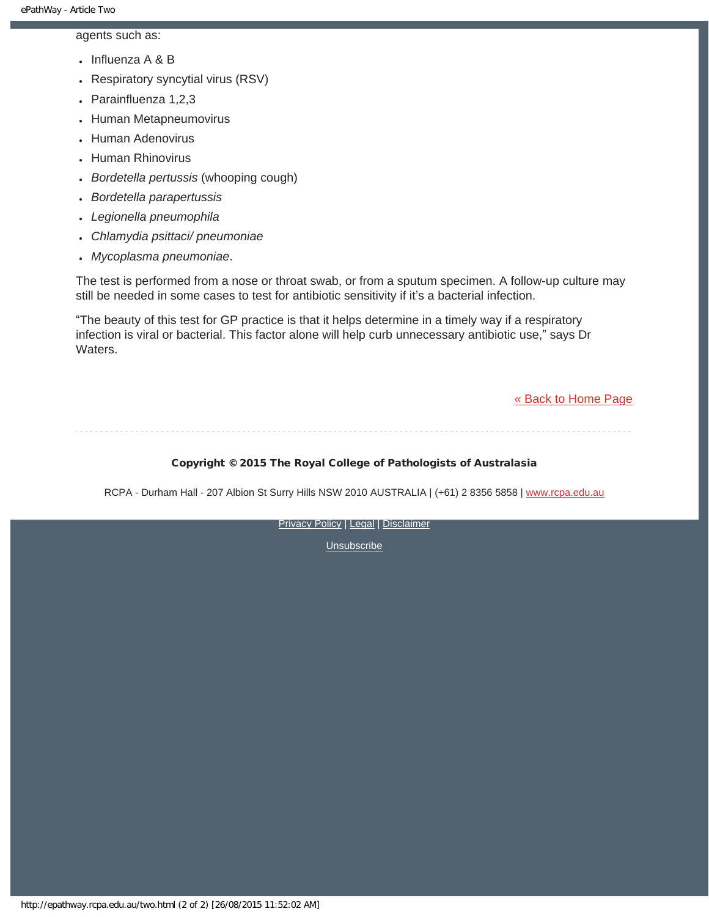agents such as:

- Influenza A & B
- Respiratory syncytial virus (RSV)
- Parainfluenza 1,2,3
- Human Metapneumovirus
- Human Adenovirus
- Human Rhinovirus
- *Bordetella pertussis* (whooping cough)
- *Bordetella parapertussis*
- *Legionella pneumophila*
- *Chlamydia psittaci/ pneumoniae*
- *Mycoplasma pneumoniae*.

The test is performed from a nose or throat swab, or from a sputum specimen. A follow-up culture may still be needed in some cases to test for antibiotic sensitivity if it's a bacterial infection.

"The beauty of this test for GP practice is that it helps determine in a timely way if a respiratory infection is viral or bacterial. This factor alone will help curb unnecessary antibiotic use," says Dr Waters.

« Back to Home Page

**Copyright © 2015 The Royal College of Pathologists of Australasia**

RCPA - Durham Hall - 207 Albion St Surry Hills NSW 2010 AUSTRALIA | (+61) 2 8356 5858 | www.rcpa.edu.au

Privacy Policy | Legal | Disclaimer

Unsubscribe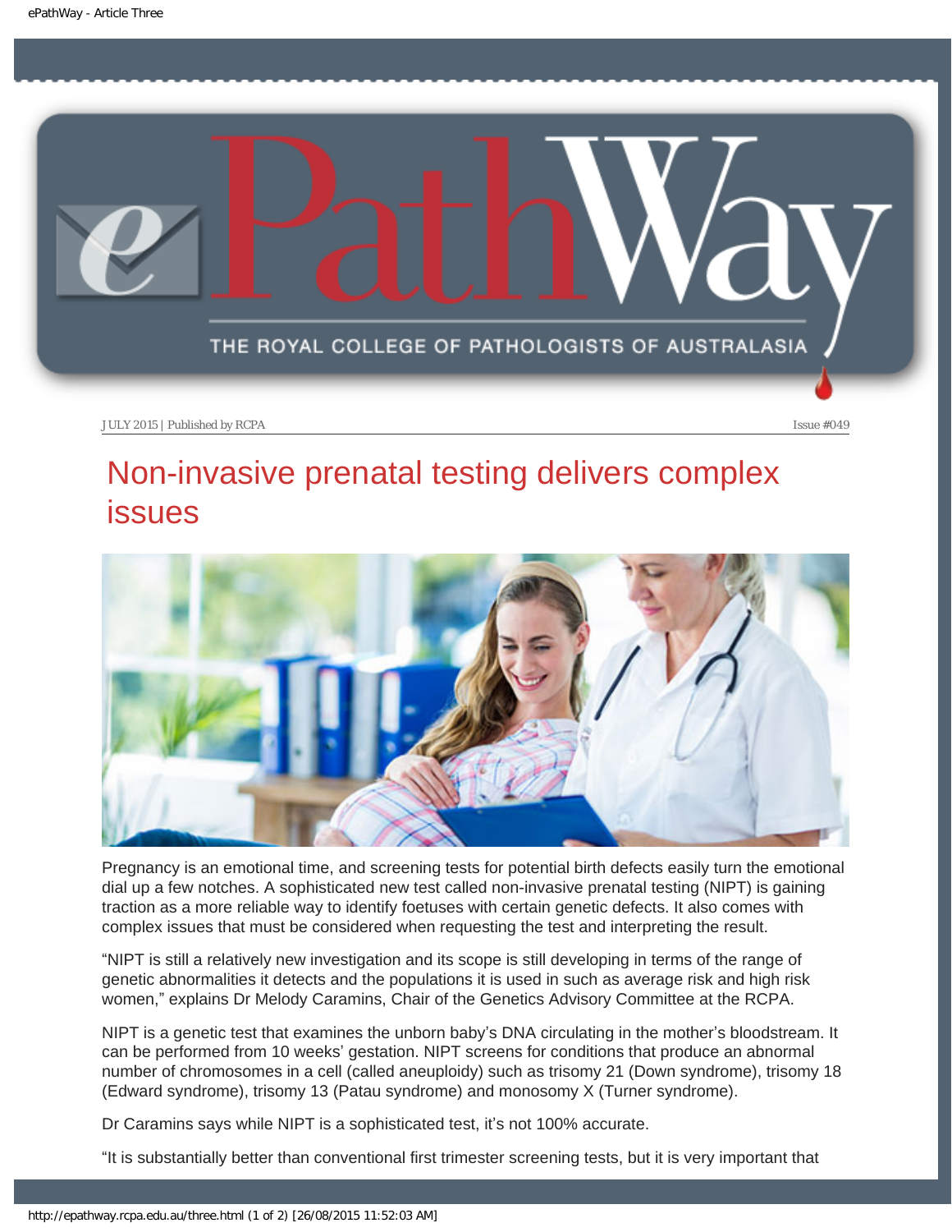JULY 2015 | Published by RCPA

Issue #049

# Non-invasive prenatal testing delivers complex issues

Pregnancy is an emotional time, and screening tests for potential birth defects easily turn the emotional dial up a few notches. A sophisticated new test called non-invasive prenatal testing (NIPT) is gaining traction as a more reliable way to identify foetuses with certain genetic defects. It also comes with complex issues that must be considered when requesting the test and interpreting the result.

"NIPT is still a relatively new investigation and its scope is still developing in terms of the range of genetic abnormalities it detects and the populations it is used in such as average risk and high risk women," explains Dr Melody Caramins, Chair of the Genetics Advisory Committee at the RCPA.

NIPT is a genetic test that examines the unborn baby's DNA circulating in the mother's bloodstream. It can be performed from 10 weeks' gestation. NIPT screens for conditions that produce an abnormal number of chromosomes in a cell (called aneuploidy) such as trisomy 21 (Down syndrome), trisomy 18 (Edward syndrome), trisomy 13 (Patau syndrome) and monosomy X (Turner syndrome).

Dr Caramins says while NIPT is a sophisticated test, it's not 100% accurate.

"It is substantially better than conventional first trimester screening tests, but it is very important that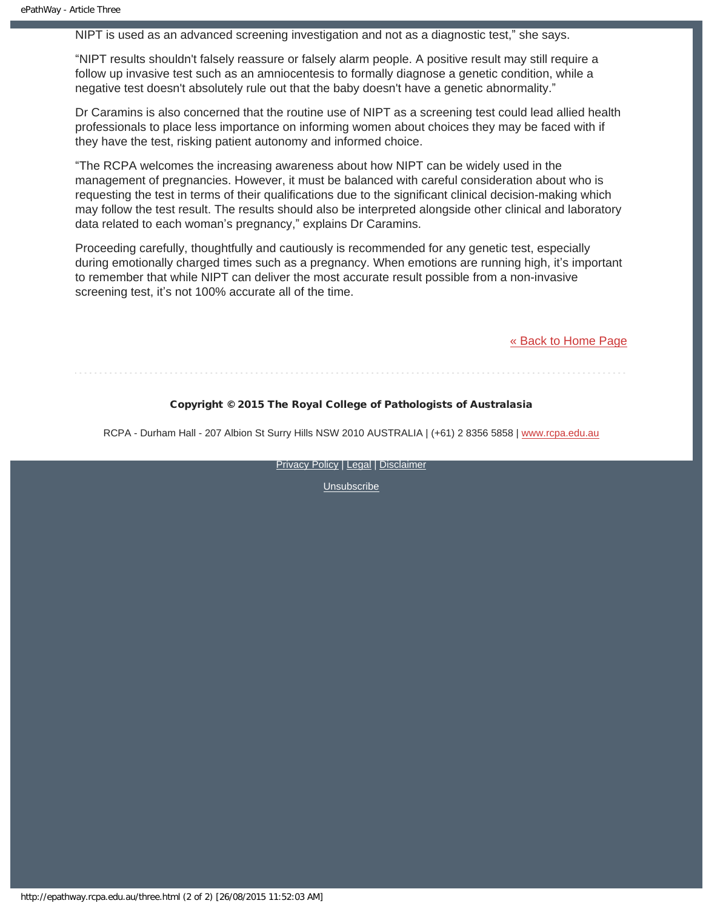NIPT is used as an advanced screening investigation and not as a diagnostic test," she says.

"NIPT results shouldn't falsely reassure or falsely alarm people. A positive result may still require a follow up invasive test such as an amniocentesis to formally diagnose a genetic condition, while a negative test doesn't absolutely rule out that the baby doesn't have a genetic abnormality."

Dr Caramins is also concerned that the routine use of NIPT as a screening test could lead allied health professionals to place less importance on informing women about choices they may be faced with if they have the test, risking patient autonomy and informed choice.

"The RCPA welcomes the increasing awareness about how NIPT can be widely used in the management of pregnancies. However, it must be balanced with careful consideration about who is requesting the test in terms of their qualifications due to the significant clinical decision-making which may follow the test result. The results should also be interpreted alongside other clinical and laboratory data related to each woman's pregnancy," explains Dr Caramins.

Proceeding carefully, thoughtfully and cautiously is recommended for any genetic test, especially during emotionally charged times such as a pregnancy. When emotions are running high, it's important to remember that while NIPT can deliver the most accurate result possible from a non-invasive screening test, it's not 100% accurate all of the time.

[« Back to Home Page]

---

**Copyright © 2015 The Royal College of Pathologists of Australasia**

RCPA - Durham Hall - 207 Albion St Surry Hills NSW 2010 AUSTRALIA | (+61) 2 8356 5858 | www.rcpa.edu.au

Privacy Policy | Legal | Disclaimer

Unsubscribe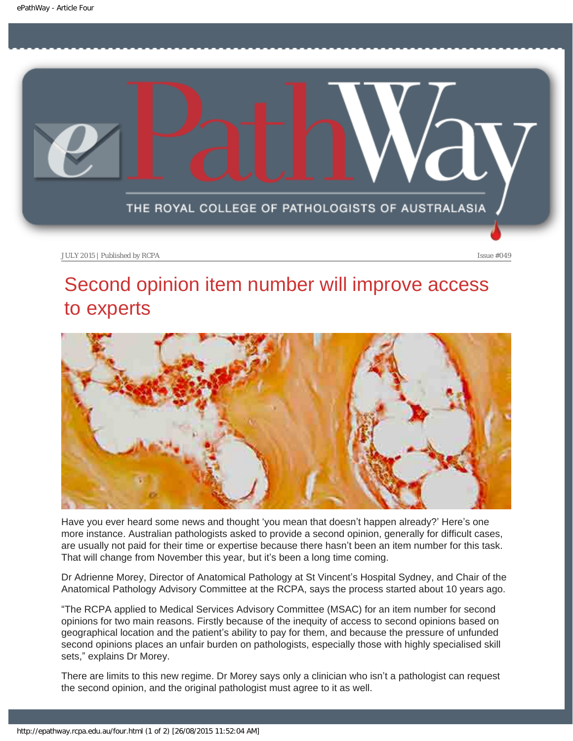JULY 2015 | Published by RCPA

Issue #049

# Second opinion item number will improve access to experts

Have you ever heard some news and thought 'you mean that doesn't happen already?' Here's one more instance. Australian pathologists asked to provide a second opinion, generally for difficult cases, are usually not paid for their time or expertise because there hasn't been an item number for this task. That will change from November this year, but it's been a long time coming.

Dr Adrienne Morey, Director of Anatomical Pathology at St Vincent's Hospital Sydney, and Chair of the Anatomical Pathology Advisory Committee at the RCPA, says the process started about 10 years ago.

"The RCPA applied to Medical Services Advisory Committee (MSAC) for an item number for second opinions for two main reasons. Firstly because of the inequity of access to second opinions based on geographical location and the patient's ability to pay for them, and because the pressure of unfunded second opinions places an unfair burden on pathologists, especially those with highly specialised skill sets," explains Dr Morey.

There are limits to this new regime. Dr Morey says only a clinician who isn't a pathologist can request the second opinion, and the original pathologist must agree to it as well.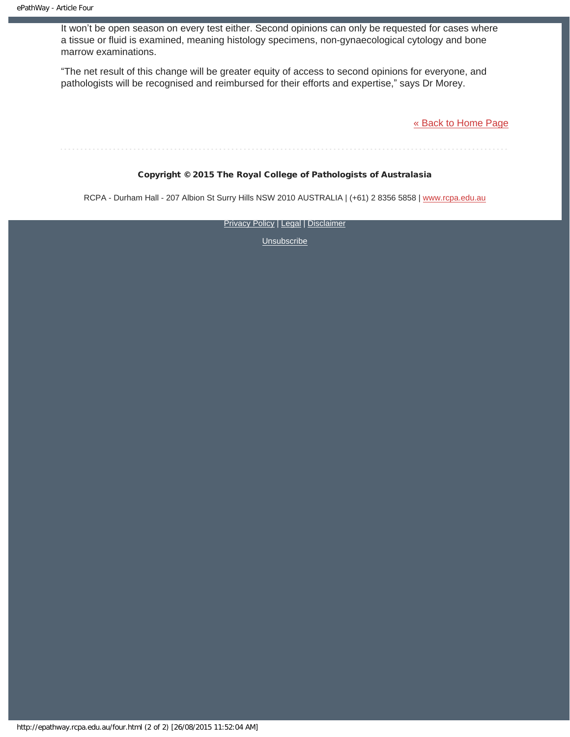It won't be open season on every test either. Second opinions can only be requested for cases where a tissue or fluid is examined, meaning histology specimens, non-gynaecological cytology and bone marrow examinations.

"The net result of this change will be greater equity of access to second opinions for everyone, and pathologists will be recognised and reimbursed for their efforts and expertise," says Dr Morey.

« Back to Home Page

**Copyright © 2015 The Royal College of Pathologists of Australasia**

RCPA - Durham Hall - 207 Albion St Surry Hills NSW 2010 AUSTRALIA | (+61) 2 8356 5858 | www.rcpa.edu.au

Privacy Policy | Legal | Disclaimer

Unsubscribe